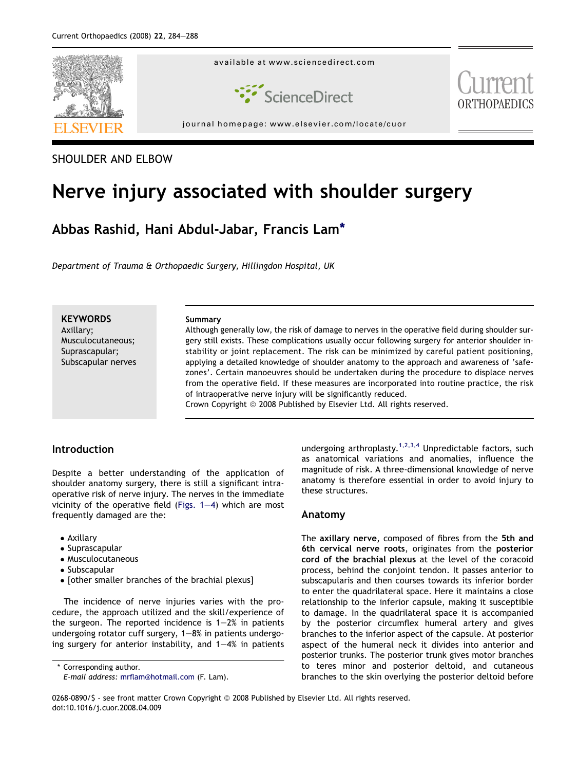SHOULDER AND ELBOW

# Nerve injury associated with shoulder surgery

**Abbas Rashid, Hani Abdul-Jabar, Francis Lam***

*Department of Trauma & Orthopaedic Surgery, Hillingdon Hospital, UK*

**KEYWORDS**
Axillary;
Musculocutaneous;
Suprascapular;
Subscapular nerves

**Summary**
Although generally low, the risk of damage to nerves in the operative field during shoulder surgery still exists. These complications usually occur following surgery for anterior shoulder instability or joint replacement. The risk can be minimized by careful patient positioning, applying a detailed knowledge of shoulder anatomy to the approach and awareness of 'safe-zones'. Certain manoeuvres should be undertaken during the procedure to displace nerves from the operative field. If these measures are incorporated into routine practice, the risk of intraoperative nerve injury will be significantly reduced.
Crown Copyright © 2008 Published by Elsevier Ltd. All rights reserved.

## Introduction

Despite a better understanding of the application of shoulder anatomy surgery, there is still a significant intraoperative risk of nerve injury. The nerves in the immediate vicinity of the operative field (Figs. 1–4) which are most frequently damaged are the:

- Axillary
- Suprascapular
- Musculocutaneous
- Subscapular
- [other smaller branches of the brachial plexus]

The incidence of nerve injuries varies with the procedure, the approach utilized and the skill/experience of the surgeon. The reported incidence is 1–2% in patients undergoing rotator cuff surgery, 1–8% in patients undergoing surgery for anterior instability, and 1–4% in patients undergoing arthroplasty.[1,2,3,4] Unpredictable factors, such as anatomical variations and anomalies, influence the magnitude of risk. A three-dimensional knowledge of nerve anatomy is therefore essential in order to avoid injury to these structures.

## Anatomy

The **axillary nerve**, composed of fibres from the **5th and 6th cervical nerve roots**, originates from the **posterior cord of the brachial plexus** at the level of the coracoid process, behind the conjoint tendon. It passes anterior to subscapularis and then courses towards its inferior border to enter the quadrilateral space. Here it maintains a close relationship to the inferior capsule, making it susceptible to damage. In the quadrilateral space it is accompanied by the posterior circumflex humeral artery and gives branches to the inferior aspect of the capsule. At posterior aspect of the humeral neck it divides into anterior and posterior trunks. The posterior trunk gives motor branches to teres minor and posterior deltoid, and cutaneous branches to the skin overlying the posterior deltoid before

\* Corresponding author.
*E-mail address:* mrflam@hotmail.com (F. Lam).

0268-0890/$ - see front matter Crown Copyright © 2008 Published by Elsevier Ltd. All rights reserved.
doi:10.1016/j.cuor.2008.04.009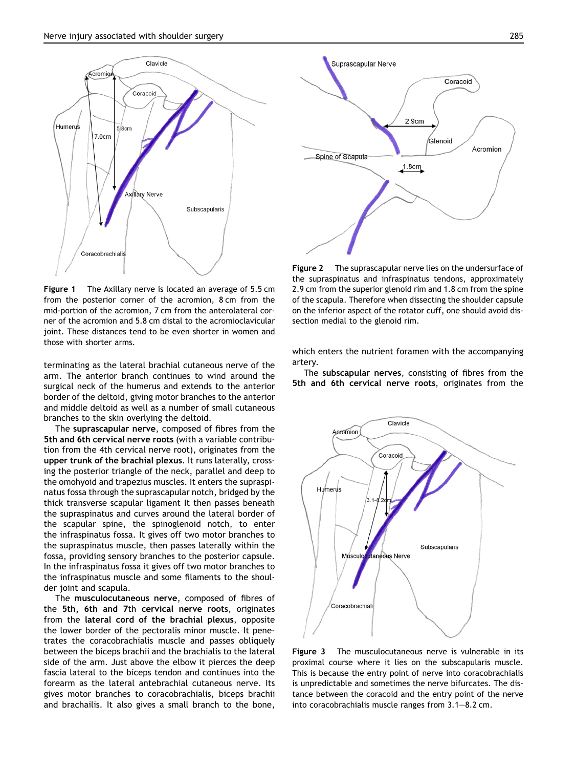Acromion

Clavicle

Coracoid

Humerus

5.8cm

7.0cm

Axillary Nerve

Subscapularis

Coracobrachialis

Figure 1 The Axillary nerve is located an average of 5.5 cm from the posterior corner of the acromion, 8 cm from the mid-portion of the acromion, 7 cm from the anterolateral corner of the acromion and 5.8 cm distal to the acromioclavicular joint. These distances tend to be even shorter in women and those with shorter arms.

Suprascapular Nerve

Coracoid

2.9cm

Glenoid

Acromion

Spine of Scapula

1.8cm

Figure 2 The suprascapular nerve lies on the undersurface of the supraspinatus and infraspinatus tendons, approximately 2.9 cm from the superior glenoid rim and 1.8 cm from the spine of the scapula. Therefore when dissecting the shoulder capsule on the inferior aspect of the rotator cuff, one should avoid dissection medial to the glenoid rim.

terminating as the lateral brachial cutaneous nerve of the arm. The anterior branch continues to wind around the surgical neck of the humerus and extends to the anterior border of the deltoid, giving motor branches to the anterior and middle deltoid as well as a number of small cutaneous branches to the skin overlying the deltoid.

The **suprascapular nerve**, composed of fibres from the **5th and 6th cervical nerve roots** (with a variable contribution from the 4th cervical nerve root), originates from the **upper trunk of the brachial plexus**. It runs laterally, crossing the posterior triangle of the neck, parallel and deep to the omohyoid and trapezius muscles. It enters the supraspinatus fossa through the suprascapular notch, bridged by the thick transverse scapular ligament It then passes beneath the supraspinatus and curves around the lateral border of the scapular spine, the spinoglenoid notch, to enter the infraspinatus fossa. It gives off two motor branches to the supraspinatus muscle, then passes laterally within the fossa, providing sensory branches to the posterior capsule. In the infraspinatus fossa it gives off two motor branches to the infraspinatus muscle and some filaments to the shoulder joint and scapula.

The **musculocutaneous nerve**, composed of fibres of the **5th, 6th and 7**th **cervical nerve roots**, originates from the **lateral cord of the brachial plexus**, opposite the lower border of the pectoralis minor muscle. It penetrates the coracobrachialis muscle and passes obliquely between the biceps brachii and the brachialis to the lateral side of the arm. Just above the elbow it pierces the deep fascia lateral to the biceps tendon and continues into the forearm as the lateral antebrachial cutaneous nerve. Its gives motor branches to coracobrachialis, biceps brachii and brachailis. It also gives a small branch to the bone, which enters the nutrient foramen with the accompanying artery.

The **subscapular nerves**, consisting of fibres from the **5th and 6th cervical nerve roots**, originates from the

Acromion

Clavicle

Coracoid

Humerus

3.1-8.2cm

Subscapularis

Musculocutaneous Nerve

Coracobrachiali

Figure 3 The musculocutaneous nerve is vulnerable in its proximal course where it lies on the subscapularis muscle. This is because the entry point of nerve into coracobrachialis is unpredictable and sometimes the nerve bifurcates. The distance between the coracoid and the entry point of the nerve into coracobrachialis muscle ranges from 3.1—8.2 cm.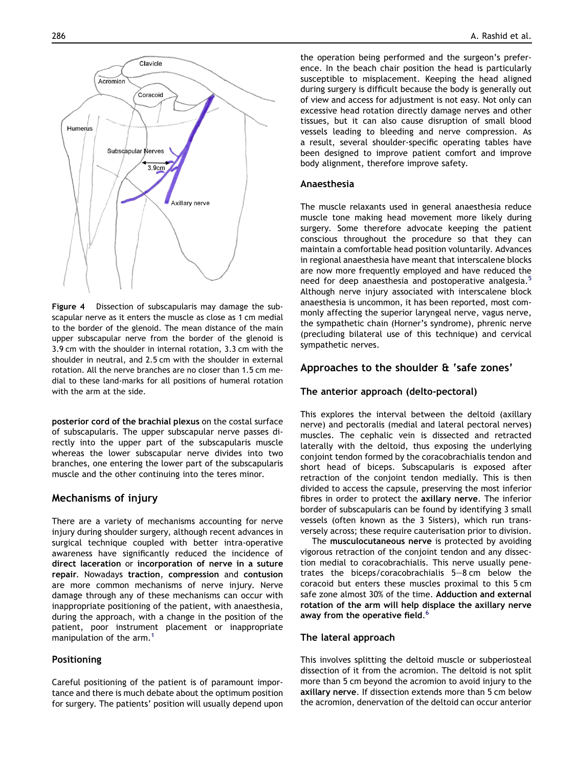Clavicle

Acromion

Coracoid

Humerus

Subscapular Nerves

3.9cm

Axillary nerve

**Figure 4** Dissection of subscapularis may damage the subscapular nerve as it enters the muscle as close as 1 cm medial to the border of the glenoid. The mean distance of the main upper subscapular nerve from the border of the glenoid is 3.9 cm with the shoulder in internal rotation, 3.3 cm with the shoulder in neutral, and 2.5 cm with the shoulder in external rotation. All the nerve branches are no closer than 1.5 cm medial to these land-marks for all positions of humeral rotation with the arm at the side.

**posterior cord of the brachial plexus** on the costal surface of subscapularis. The upper subscapular nerve passes directly into the upper part of the subscapularis muscle whereas the lower subscapular nerve divides into two branches, one entering the lower part of the subscapularis muscle and the other continuing into the teres minor.

## Mechanisms of injury

There are a variety of mechanisms accounting for nerve injury during shoulder surgery, although recent advances in surgical technique coupled with better intra-operative awareness have significantly reduced the incidence of **direct laceration** or **incorporation of nerve in a suture repair**. Nowadays **traction**, **compression** and **contusion** are more common mechanisms of nerve injury. Nerve damage through any of these mechanisms can occur with inappropriate positioning of the patient, with anaesthesia, during the approach, with a change in the position of the patient, poor instrument placement or inappropriate manipulation of the arm.[1]

### Positioning

Careful positioning of the patient is of paramount importance and there is much debate about the optimum position for surgery. The patients' position will usually depend upon the operation being performed and the surgeon's preference. In the beach chair position the head is particularly susceptible to misplacement. Keeping the head aligned during surgery is difficult because the body is generally out of view and access for adjustment is not easy. Not only can excessive head rotation directly damage nerves and other tissues, but it can also cause disruption of small blood vessels leading to bleeding and nerve compression. As a result, several shoulder-specific operating tables have been designed to improve patient comfort and improve body alignment, therefore improve safety.

### Anaesthesia

The muscle relaxants used in general anaesthesia reduce muscle tone making head movement more likely during surgery. Some therefore advocate keeping the patient conscious throughout the procedure so that they can maintain a comfortable head position voluntarily. Advances in regional anaesthesia have meant that interscalene blocks are now more frequently employed and have reduced the need for deep anaesthesia and postoperative analgesia.[5] Although nerve injury associated with interscalene block anaesthesia is uncommon, it has been reported, most commonly affecting the superior laryngeal nerve, vagus nerve, the sympathetic chain (Horner's syndrome), phrenic nerve (precluding bilateral use of this technique) and cervical sympathetic nerves.

## Approaches to the shoulder & 'safe zones'

### The anterior approach (delto-pectoral)

This explores the interval between the deltoid (axillary nerve) and pectoralis (medial and lateral pectoral nerves) muscles. The cephalic vein is dissected and retracted laterally with the deltoid, thus exposing the underlying conjoint tendon formed by the coracobrachialis tendon and short head of biceps. Subscapularis is exposed after retraction of the conjoint tendon medially. This is then divided to access the capsule, preserving the most inferior fibres in order to protect the **axillary nerve**. The inferior border of subscapularis can be found by identifying 3 small vessels (often known as the 3 Sisters), which run transversely across; these require cauterisation prior to division.

The **musculocutaneous nerve** is protected by avoiding vigorous retraction of the conjoint tendon and any dissection medial to coracobrachialis. This nerve usually penetrates the biceps/coracobrachialis 5–8 cm below the coracoid but enters these muscles proximal to this 5 cm safe zone almost 30% of the time. **Adduction and external rotation of the arm will help displace the axillary nerve away from the operative field.**[6]

### The lateral approach

This involves splitting the deltoid muscle or subperiosteal dissection of it from the acromion. The deltoid is not split more than 5 cm beyond the acromion to avoid injury to the **axillary nerve**. If dissection extends more than 5 cm below the acromion, denervation of the deltoid can occur anterior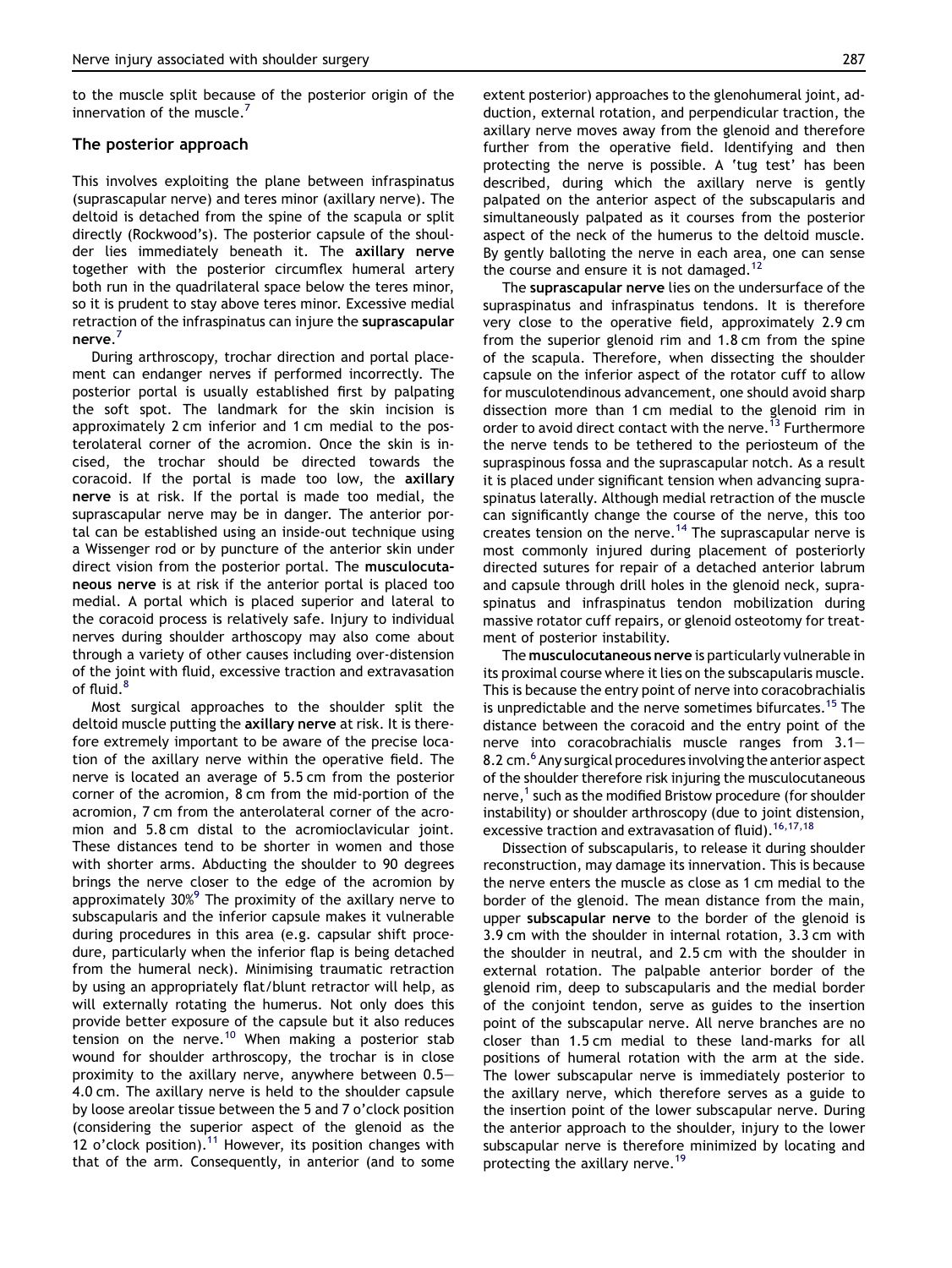to the muscle split because of the posterior origin of the innervation of the muscle.[7]

### The posterior approach

This involves exploiting the plane between infraspinatus (suprascapular nerve) and teres minor (axillary nerve). The deltoid is detached from the spine of the scapula or split directly (Rockwood's). The posterior capsule of the shoulder lies immediately beneath it. The **axillary nerve** together with the posterior circumflex humeral artery both run in the quadrilateral space below the teres minor, so it is prudent to stay above teres minor. Excessive medial retraction of the infraspinatus can injure the **suprascapular nerve**.[7]

During arthroscopy, trochar direction and portal placement can endanger nerves if performed incorrectly. The posterior portal is usually established first by palpating the soft spot. The landmark for the skin incision is approximately 2 cm inferior and 1 cm medial to the posterolateral corner of the acromion. Once the skin is incised, the trochar should be directed towards the coracoid. If the portal is made too low, the **axillary nerve** is at risk. If the portal is made too medial, the suprascapular nerve may be in danger. The anterior portal can be established using an inside-out technique using a Wissenger rod or by puncture of the anterior skin under direct vision from the posterior portal. The **musculocutaneous nerve** is at risk if the anterior portal is placed too medial. A portal which is placed superior and lateral to the coracoid process is relatively safe. Injury to individual nerves during shoulder arthoscopy may also come about through a variety of other causes including over-distension of the joint with fluid, excessive traction and extravasation of fluid.[8]

Most surgical approaches to the shoulder split the deltoid muscle putting the **axillary nerve** at risk. It is therefore extremely important to be aware of the precise location of the axillary nerve within the operative field. The nerve is located an average of 5.5 cm from the posterior corner of the acromion, 8 cm from the mid-portion of the acromion, 7 cm from the anterolateral corner of the acromion and 5.8 cm distal to the acromioclavicular joint. These distances tend to be shorter in women and those with shorter arms. Abducting the shoulder to 90 degrees brings the nerve closer to the edge of the acromion by approximately 30%[9] The proximity of the axillary nerve to subscapularis and the inferior capsule makes it vulnerable during procedures in this area (e.g. capsular shift procedure, particularly when the inferior flap is being detached from the humeral neck). Minimising traumatic retraction by using an appropriately flat/blunt retractor will help, as will externally rotating the humerus. Not only does this provide better exposure of the capsule but it also reduces tension on the nerve.[10] When making a posterior stab wound for shoulder arthroscopy, the trochar is in close proximity to the axillary nerve, anywhere between 0.5–4.0 cm. The axillary nerve is held to the shoulder capsule by loose areolar tissue between the 5 and 7 o'clock position (considering the superior aspect of the glenoid as the 12 o'clock position).[11] However, its position changes with that of the arm. Consequently, in anterior (and to some extent posterior) approaches to the glenohumeral joint, adduction, external rotation, and perpendicular traction, the axillary nerve moves away from the glenoid and therefore further from the operative field. Identifying and then protecting the nerve is possible. A 'tug test' has been described, during which the axillary nerve is gently palpated on the anterior aspect of the subscapularis and simultaneously palpated as it courses from the posterior aspect of the neck of the humerus to the deltoid muscle. By gently balloting the nerve in each area, one can sense the course and ensure it is not damaged.[12]

The **suprascapular nerve** lies on the undersurface of the supraspinatus and infraspinatus tendons. It is therefore very close to the operative field, approximately 2.9 cm from the superior glenoid rim and 1.8 cm from the spine of the scapula. Therefore, when dissecting the shoulder capsule on the inferior aspect of the rotator cuff to allow for musculotendinous advancement, one should avoid sharp dissection more than 1 cm medial to the glenoid rim in order to avoid direct contact with the nerve.[13] Furthermore the nerve tends to be tethered to the periosteum of the supraspinous fossa and the suprascapular notch. As a result it is placed under significant tension when advancing supraspinatus laterally. Although medial retraction of the muscle can significantly change the course of the nerve, this too creates tension on the nerve.[14] The suprascapular nerve is most commonly injured during placement of posteriorly directed sutures for repair of a detached anterior labrum and capsule through drill holes in the glenoid neck, supraspinatus and infraspinatus tendon mobilization during massive rotator cuff repairs, or glenoid osteotomy for treatment of posterior instability.

The **musculocutaneous nerve** is particularly vulnerable in its proximal course where it lies on the subscapularis muscle. This is because the entry point of nerve into coracobrachialis is unpredictable and the nerve sometimes bifurcates.[15] The distance between the coracoid and the entry point of the nerve into coracobrachialis muscle ranges from 3.1–8.2 cm.[6] Any surgical procedures involving the anterior aspect of the shoulder therefore risk injuring the musculocutaneous nerve,[1] such as the modified Bristow procedure (for shoulder instability) or shoulder arthroscopy (due to joint distension, excessive traction and extravasation of fluid).[16,17,18]

Dissection of subscapularis, to release it during shoulder reconstruction, may damage its innervation. This is because the nerve enters the muscle as close as 1 cm medial to the border of the glenoid. The mean distance from the main, upper **subscapular nerve** to the border of the glenoid is 3.9 cm with the shoulder in internal rotation, 3.3 cm with the shoulder in neutral, and 2.5 cm with the shoulder in external rotation. The palpable anterior border of the glenoid rim, deep to subscapularis and the medial border of the conjoint tendon, serve as guides to the insertion point of the subscapular nerve. All nerve branches are no closer than 1.5 cm medial to these land-marks for all positions of humeral rotation with the arm at the side. The lower subscapular nerve is immediately posterior to the axillary nerve, which therefore serves as a guide to the insertion point of the lower subscapular nerve. During the anterior approach to the shoulder, injury to the lower subscapular nerve is therefore minimized by locating and protecting the axillary nerve.[19]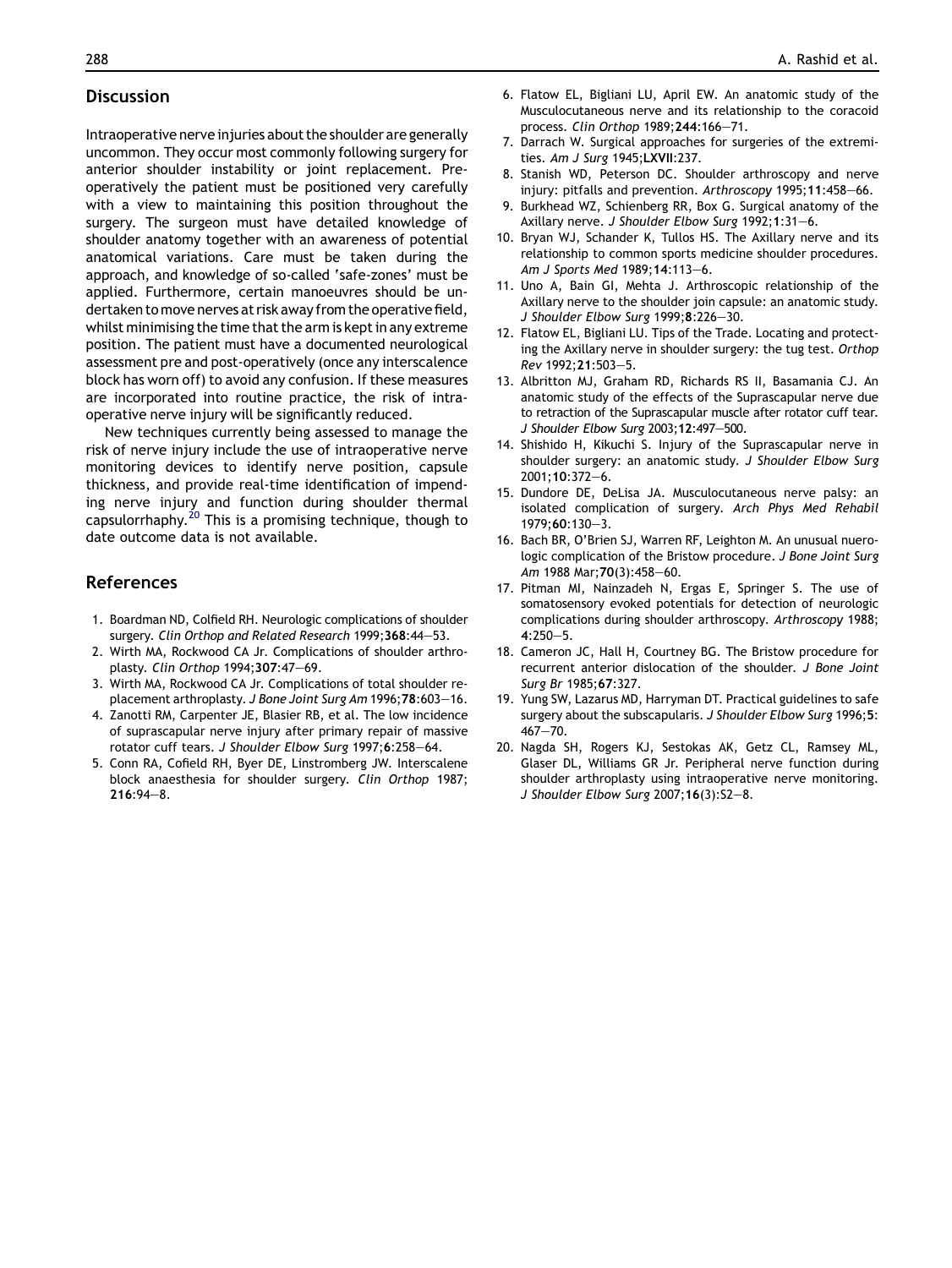## Discussion

Intraoperative nerve injuries about the shoulder are generally uncommon. They occur most commonly following surgery for anterior shoulder instability or joint replacement. Preoperatively the patient must be positioned very carefully with a view to maintaining this position throughout the surgery. The surgeon must have detailed knowledge of shoulder anatomy together with an awareness of potential anatomical variations. Care must be taken during the approach, and knowledge of so-called 'safe-zones' must be applied. Furthermore, certain manoeuvres should be undertaken to move nerves at risk away from the operative field, whilst minimising the time that the arm is kept in any extreme position. The patient must have a documented neurological assessment pre and post-operatively (once any interscalence block has worn off) to avoid any confusion. If these measures are incorporated into routine practice, the risk of intraoperative nerve injury will be significantly reduced.

New techniques currently being assessed to manage the risk of nerve injury include the use of intraoperative nerve monitoring devices to identify nerve position, capsule thickness, and provide real-time identification of impending nerve injury and function during shoulder thermal capsulorrhaphy.[20] This is a promising technique, though to date outcome data is not available.

## References

1. Boardman ND, Colfield RH. Neurologic complications of shoulder surgery. *Clin Orthop and Related Research* 1999;**368**:44–53.
2. Wirth MA, Rockwood CA Jr. Complications of shoulder arthroplasty. *Clin Orthop* 1994;**307**:47–69.
3. Wirth MA, Rockwood CA Jr. Complications of total shoulder replacement arthroplasty. *J Bone Joint Surg Am* 1996;**78**:603–16.
4. Zanotti RM, Carpenter JE, Blasier RB, et al. The low incidence of suprascapular nerve injury after primary repair of massive rotator cuff tears. *J Shoulder Elbow Surg* 1997;**6**:258–64.
5. Conn RA, Cofield RH, Byer DE, Linstromberg JW. Interscalene block anaesthesia for shoulder surgery. *Clin Orthop* 1987; **216**:94–8.
6. Flatow EL, Bigliani LU, April EW. An anatomic study of the Musculocutaneous nerve and its relationship to the coracoid process. *Clin Orthop* 1989;**244**:166–71.
7. Darrach W. Surgical approaches for surgeries of the extremities. *Am J Surg* 1945;**LXVII**:237.
8. Stanish WD, Peterson DC. Shoulder arthroscopy and nerve injury: pitfalls and prevention. *Arthroscopy* 1995;**11**:458–66.
9. Burkhead WZ, Schienberg RR, Box G. Surgical anatomy of the Axillary nerve. *J Shoulder Elbow Surg* 1992;**1**:31–6.
10. Bryan WJ, Schander K, Tullos HS. The Axillary nerve and its relationship to common sports medicine shoulder procedures. *Am J Sports Med* 1989;**14**:113–6.
11. Uno A, Bain GI, Mehta J. Arthroscopic relationship of the Axillary nerve to the shoulder join capsule: an anatomic study. *J Shoulder Elbow Surg* 1999;**8**:226–30.
12. Flatow EL, Bigliani LU. Tips of the Trade. Locating and protecting the Axillary nerve in shoulder surgery: the tug test. *Orthop Rev* 1992;**21**:503–5.
13. Albritton MJ, Graham RD, Richards RS II, Basamania CJ. An anatomic study of the effects of the Suprascapular nerve due to retraction of the Suprascapular muscle after rotator cuff tear. *J Shoulder Elbow Surg* 2003;**12**:497–500.
14. Shishido H, Kikuchi S. Injury of the Suprascapular nerve in shoulder surgery: an anatomic study. *J Shoulder Elbow Surg* 2001;**10**:372–6.
15. Dundore DE, DeLisa JA. Musculocutaneous nerve palsy: an isolated complication of surgery. *Arch Phys Med Rehabil* 1979;**60**:130–3.
16. Bach BR, O'Brien SJ, Warren RF, Leighton M. An unusual nuerologic complication of the Bristow procedure. *J Bone Joint Surg Am* 1988 Mar;**70**(3):458–60.
17. Pitman MI, Nainzadeh N, Ergas E, Springer S. The use of somatosensory evoked potentials for detection of neurologic complications during shoulder arthroscopy. *Arthroscopy* 1988; **4**:250–5.
18. Cameron JC, Hall H, Courtney BG. The Bristow procedure for recurrent anterior dislocation of the shoulder. *J Bone Joint Surg Br* 1985;**67**:327.
19. Yung SW, Lazarus MD, Harryman DT. Practical guidelines to safe surgery about the subscapularis. *J Shoulder Elbow Surg* 1996;**5**: 467–70.
20. Nagda SH, Rogers KJ, Sestokas AK, Getz CL, Ramsey ML, Glaser DL, Williams GR Jr. Peripheral nerve function during shoulder arthroplasty using intraoperative nerve monitoring. *J Shoulder Elbow Surg* 2007;**16**(3):S2–8.